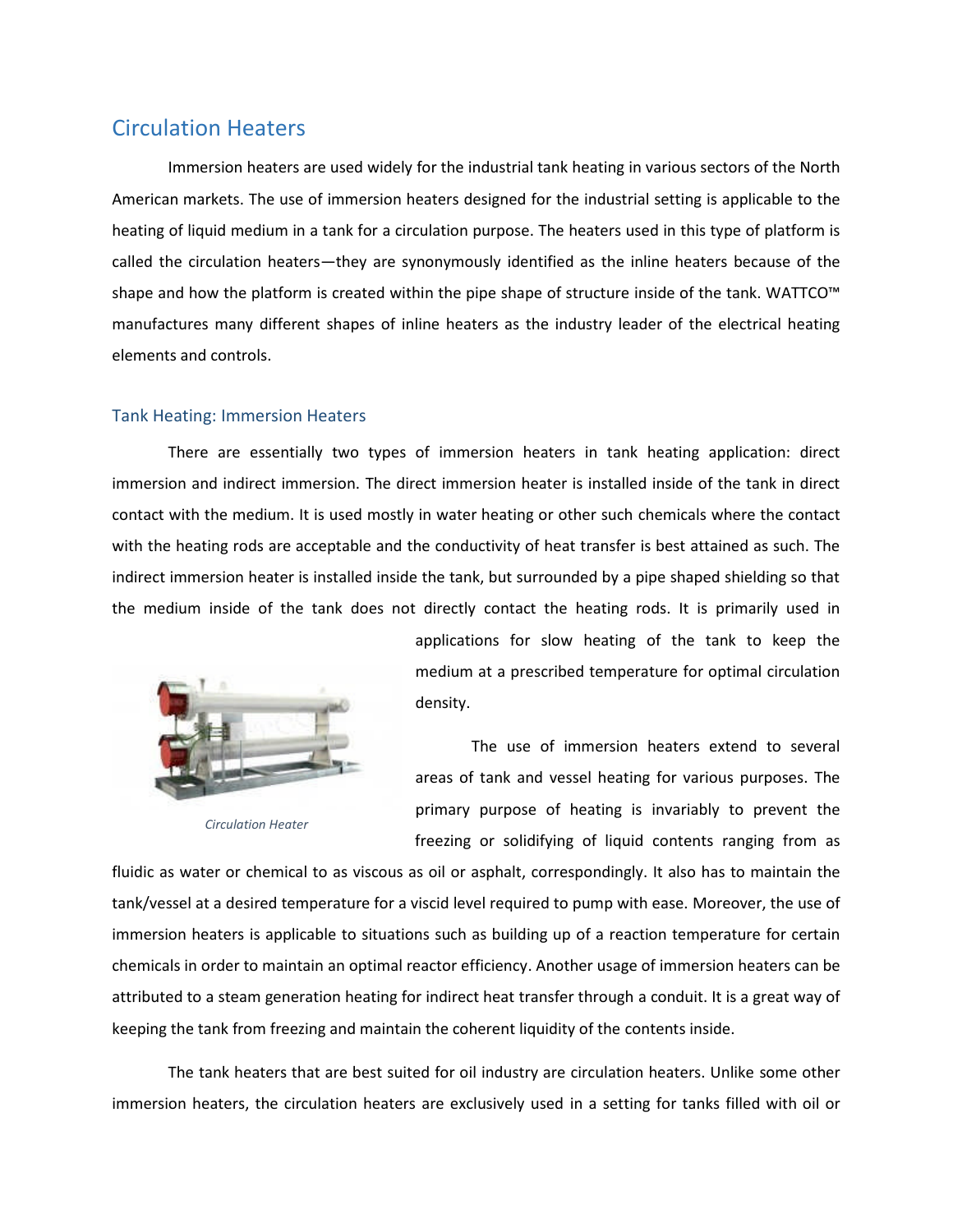# Circulation Heaters

Immersion heaters are used widely for the industrial tank heating in various sectors of the North American markets. The use of immersion heaters designed for the industrial setting is applicable to the heating of liquid medium in a tank for a circulation purpose. The heaters used in this type of platform is called the circulation heaters—they are synonymously identified as the inline heaters because of the shape and how the platform is created within the pipe shape of structure inside of the tank. WATTCO™ manufactures many different shapes of inline heaters as the industry leader of the electrical heating elements and controls.

## Tank Heating: Immersion Heaters

There are essentially two types of immersion heaters in tank heating application: direct immersion and indirect immersion. The direct immersion heater is installed inside of the tank in direct contact with the medium. It is used mostly in water heating or other such chemicals where the contact with the heating rods are acceptable and the conductivity of heat transfer is best attained as such. The indirect immersion heater is installed inside the tank, but surrounded by a pipe shaped shielding so that the medium inside of the tank does not directly contact the heating rods. It is primarily used in applications for slow heating of the tank to keep the medium at a prescribed temperature for optimal circulation density.

*Circulation Heater*

The use of immersion heaters extend to several areas of tank and vessel heating for various purposes. The primary purpose of heating is invariably to prevent the freezing or solidifying of liquid contents ranging from as fluidic as water or chemical to as viscous as oil or asphalt, correspondingly. It also has to maintain the tank/vessel at a desired temperature for a viscid level required to pump with ease. Moreover, the use of immersion heaters is applicable to situations such as building up of a reaction temperature for certain chemicals in order to maintain an optimal reactor efficiency. Another usage of immersion heaters can be attributed to a steam generation heating for indirect heat transfer through a conduit. It is a great way of keeping the tank from freezing and maintain the coherent liquidity of the contents inside.

The tank heaters that are best suited for oil industry are circulation heaters. Unlike some other immersion heaters, the circulation heaters are exclusively used in a setting for tanks filled with oil or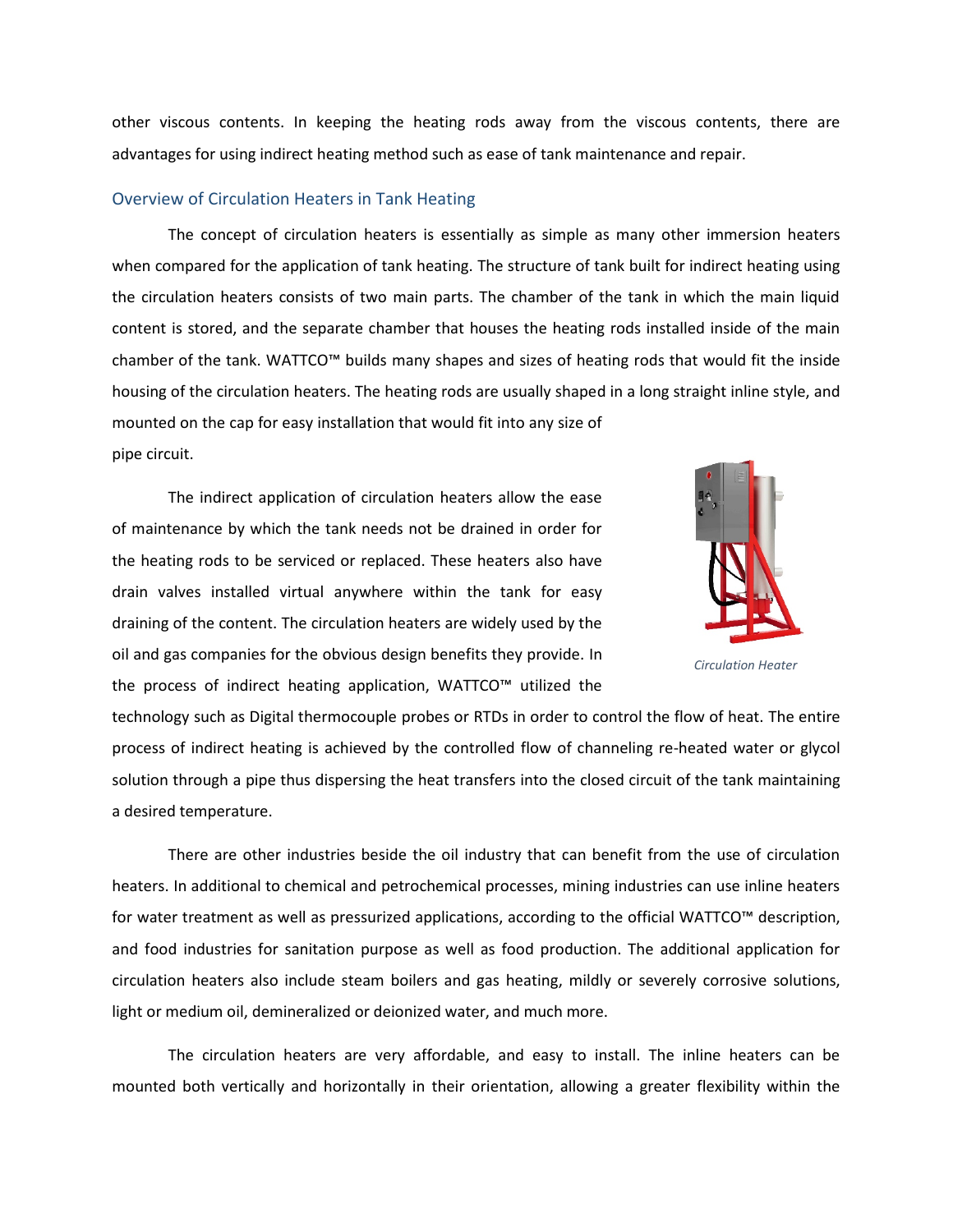other viscous contents. In keeping the heating rods away from the viscous contents, there are advantages for using indirect heating method such as ease of tank maintenance and repair.

## Overview of Circulation Heaters in Tank Heating

The concept of circulation heaters is essentially as simple as many other immersion heaters when compared for the application of tank heating. The structure of tank built for indirect heating using the circulation heaters consists of two main parts. The chamber of the tank in which the main liquid content is stored, and the separate chamber that houses the heating rods installed inside of the main chamber of the tank. WATTCO™ builds many shapes and sizes of heating rods that would fit the inside housing of the circulation heaters. The heating rods are usually shaped in a long straight inline style, and mounted on the cap for easy installation that would fit into any size of pipe circuit.

The indirect application of circulation heaters allow the ease of maintenance by which the tank needs not be drained in order for the heating rods to be serviced or replaced. These heaters also have drain valves installed virtual anywhere within the tank for easy draining of the content. The circulation heaters are widely used by the oil and gas companies for the obvious design benefits they provide. In the process of indirect heating application, WATTCO™ utilized the technology such as Digital thermocouple probes or RTDs in order to control the flow of heat. The entire process of indirect heating is achieved by the controlled flow of channeling re-heated water or glycol solution through a pipe thus dispersing the heat transfers into the closed circuit of the tank maintaining a desired temperature.

*Circulation Heater*

There are other industries beside the oil industry that can benefit from the use of circulation heaters. In additional to chemical and petrochemical processes, mining industries can use inline heaters for water treatment as well as pressurized applications, according to the official WATTCO™ description, and food industries for sanitation purpose as well as food production. The additional application for circulation heaters also include steam boilers and gas heating, mildly or severely corrosive solutions, light or medium oil, demineralized or deionized water, and much more.

The circulation heaters are very affordable, and easy to install. The inline heaters can be mounted both vertically and horizontally in their orientation, allowing a greater flexibility within the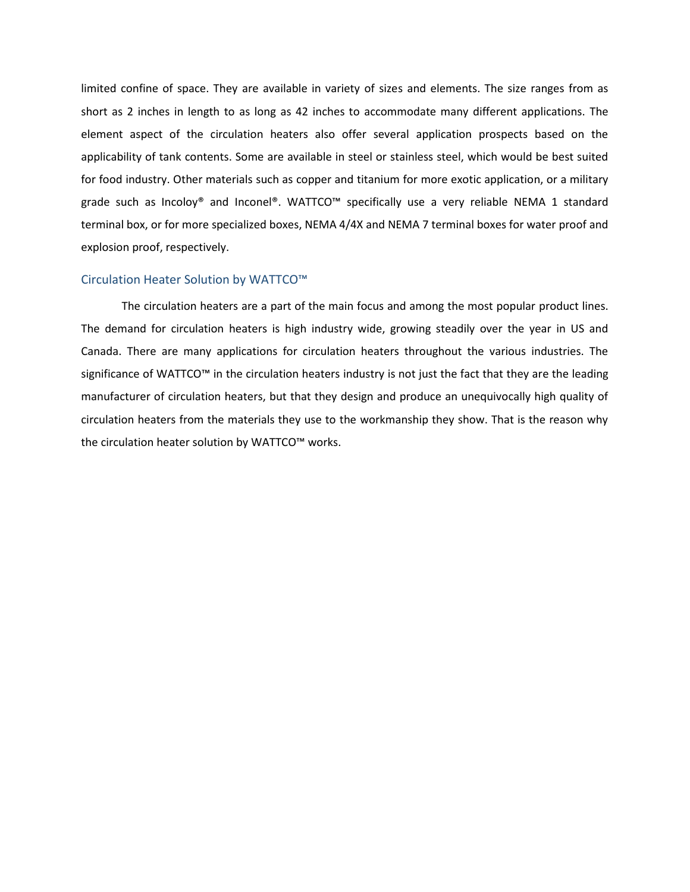limited confine of space. They are available in variety of sizes and elements. The size ranges from as short as 2 inches in length to as long as 42 inches to accommodate many different applications. The element aspect of the circulation heaters also offer several application prospects based on the applicability of tank contents. Some are available in steel or stainless steel, which would be best suited for food industry. Other materials such as copper and titanium for more exotic application, or a military grade such as Incoloy® and Inconel®. WATTCO™ specifically use a very reliable NEMA 1 standard terminal box, or for more specialized boxes, NEMA 4/4X and NEMA 7 terminal boxes for water proof and explosion proof, respectively.

## Circulation Heater Solution by WATTCO™

The circulation heaters are a part of the main focus and among the most popular product lines. The demand for circulation heaters is high industry wide, growing steadily over the year in US and Canada. There are many applications for circulation heaters throughout the various industries. The significance of WATTCO™ in the circulation heaters industry is not just the fact that they are the leading manufacturer of circulation heaters, but that they design and produce an unequivocally high quality of circulation heaters from the materials they use to the workmanship they show. That is the reason why the circulation heater solution by WATTCO™ works.